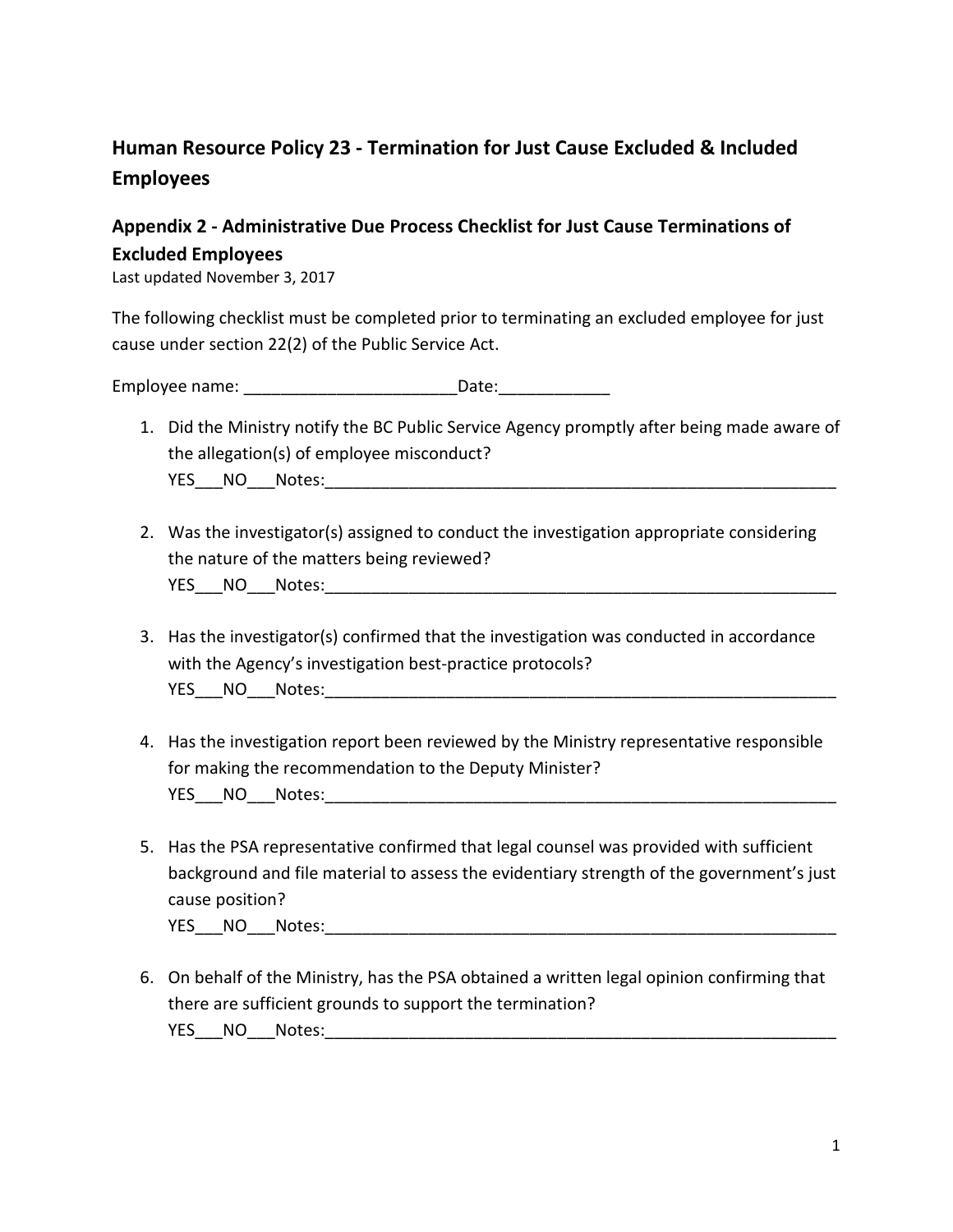## Human Resource Policy 23 - Termination for Just Cause Excluded & Included Employees

### Appendix 2 - Administrative Due Process Checklist for Just Cause Terminations of Excluded Employees

Last updated November 3, 2017

The following checklist must be completed prior to terminating an excluded employee for just cause under section 22(2) of the Public Service Act.

Employee name: _______________________Date:____________

1. Did the Ministry notify the BC Public Service Agency promptly after being made aware of the allegation(s) of employee misconduct?
   YES___NO___Notes:_________________________________________________________

2. Was the investigator(s) assigned to conduct the investigation appropriate considering the nature of the matters being reviewed?
   YES___NO___Notes:_________________________________________________________

3. Has the investigator(s) confirmed that the investigation was conducted in accordance with the Agency's investigation best-practice protocols?
   YES___NO___Notes:_________________________________________________________

4. Has the investigation report been reviewed by the Ministry representative responsible for making the recommendation to the Deputy Minister?
   YES___NO___Notes:_________________________________________________________

5. Has the PSA representative confirmed that legal counsel was provided with sufficient background and file material to assess the evidentiary strength of the government's just cause position?
   YES___NO___Notes:_________________________________________________________

6. On behalf of the Ministry, has the PSA obtained a written legal opinion confirming that there are sufficient grounds to support the termination?
   YES___NO___Notes:_________________________________________________________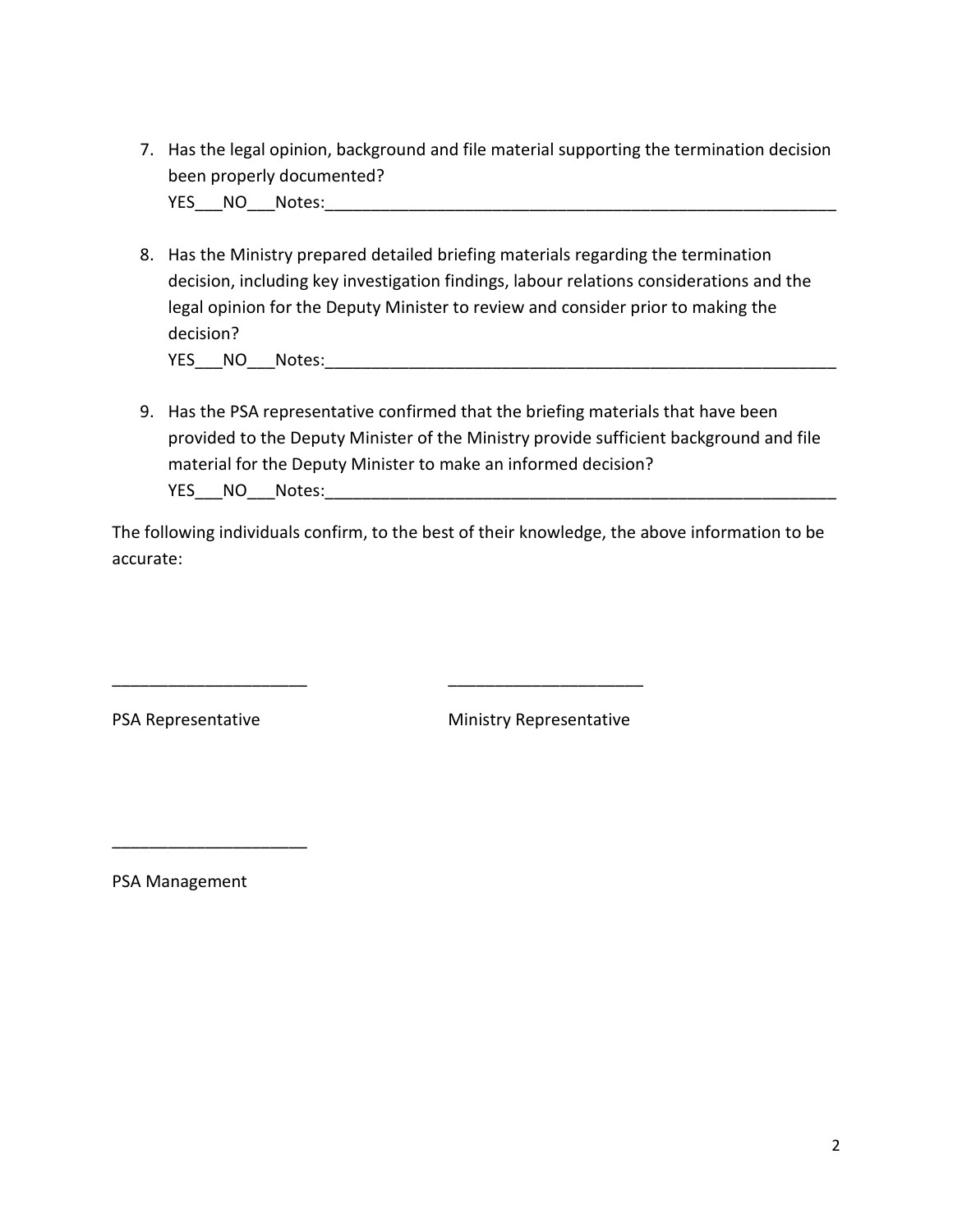7. Has the legal opinion, background and file material supporting the termination decision been properly documented?
   YES___NO___Notes:___________________________________________________________

8. Has the Ministry prepared detailed briefing materials regarding the termination decision, including key investigation findings, labour relations considerations and the legal opinion for the Deputy Minister to review and consider prior to making the decision?
   YES___NO___Notes:___________________________________________________________

9. Has the PSA representative confirmed that the briefing materials that have been provided to the Deputy Minister of the Ministry provide sufficient background and file material for the Deputy Minister to make an informed decision?
   YES___NO___Notes:___________________________________________________________

The following individuals confirm, to the best of their knowledge, the above information to be accurate:

_____________________ _____________________

PSA Representative Ministry Representative

_____________________

PSA Management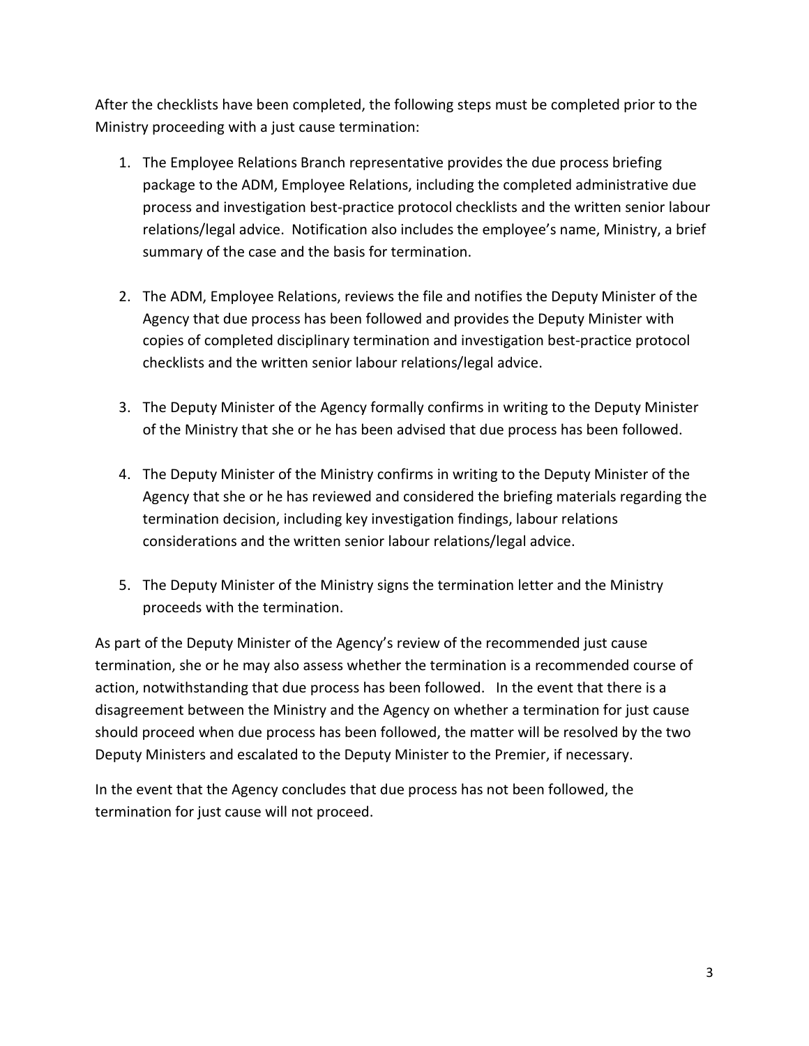After the checklists have been completed, the following steps must be completed prior to the Ministry proceeding with a just cause termination:

1. The Employee Relations Branch representative provides the due process briefing package to the ADM, Employee Relations, including the completed administrative due process and investigation best-practice protocol checklists and the written senior labour relations/legal advice. Notification also includes the employee's name, Ministry, a brief summary of the case and the basis for termination.

2. The ADM, Employee Relations, reviews the file and notifies the Deputy Minister of the Agency that due process has been followed and provides the Deputy Minister with copies of completed disciplinary termination and investigation best-practice protocol checklists and the written senior labour relations/legal advice.

3. The Deputy Minister of the Agency formally confirms in writing to the Deputy Minister of the Ministry that she or he has been advised that due process has been followed.

4. The Deputy Minister of the Ministry confirms in writing to the Deputy Minister of the Agency that she or he has reviewed and considered the briefing materials regarding the termination decision, including key investigation findings, labour relations considerations and the written senior labour relations/legal advice.

5. The Deputy Minister of the Ministry signs the termination letter and the Ministry proceeds with the termination.

As part of the Deputy Minister of the Agency's review of the recommended just cause termination, she or he may also assess whether the termination is a recommended course of action, notwithstanding that due process has been followed. In the event that there is a disagreement between the Ministry and the Agency on whether a termination for just cause should proceed when due process has been followed, the matter will be resolved by the two Deputy Ministers and escalated to the Deputy Minister to the Premier, if necessary.

In the event that the Agency concludes that due process has not been followed, the termination for just cause will not proceed.